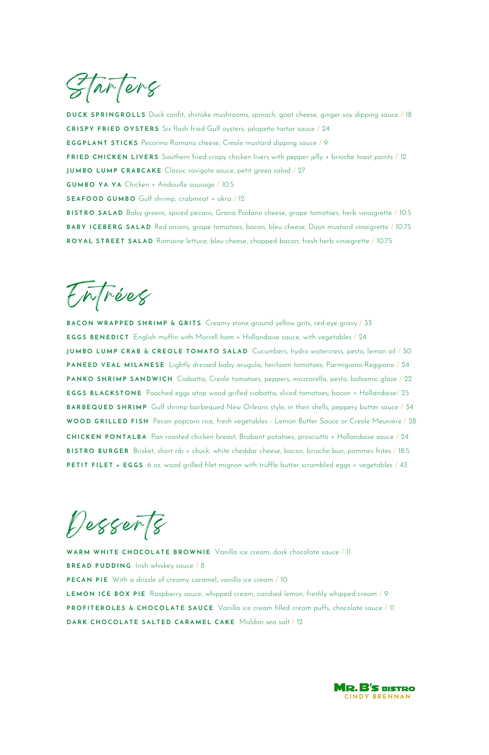## Starters

**DUCK SPRINGROLLS** Duck confit, shiitake mushrooms, spinach, goat cheese, ginger-soy dipping sauce / 18

**CRISPY FRIED OYSTERS** Six flash fried Gulf oysters, jalapeño tartar sauce / 24

**EGGPLANT STICKS** Pecorino Romano cheese, Creole mustard dipping sauce / 9

**FRIED CHICKEN LIVERS** Southern fried crispy chicken livers with pepper jelly + brioche toast points / 12

**JUMBO LUMP CRABCAKE** Classic ravigote sauce, petit green salad / 27

**GUMBO YA YA** Chicken + Andouille sausage / 10.5

**SEAFOOD GUMBO** Gulf shrimp, crabmeat + okra / 12

**BISTRO SALAD** Baby greens, spiced pecans, Grana Padano cheese, grape tomatoes, herb vinaigrette / 10.5

**BABY ICEBERG SALAD** Red onions, grape tomatoes, bacon, bleu cheese, Dijon mustard vinaigrette / 10.75

**ROYAL STREET SALAD** Romaine lettuce, bleu cheese, chopped bacon, fresh herb vinaigrette / 10.75

## Entrées

**BACON WRAPPED SHRIMP & GRITS** Creamy stone ground yellow grits, red-eye gravy / 33

**EGGS BENEDICT** English muffin with Morrell ham + Hollandaise sauce, with vegetables / 24

**JUMBO LUMP CRAB & CREOLE TOMATO SALAD** Cucumbers, hydro watercress, pesto, lemon oil / 30

**PANÉED VEAL MILANESE** Lightly dressed baby arugula, heirloom tomatoes, Parmigiano-Reggiano / 24

**PANKO SHRIMP SANDWICH** Ciabatta, Creole tomatoes, peppers, mozzarella, pesto, balsamic glaze / 22

**EGGS BLACKSTONE** Poached eggs atop wood grilled ciabatta, sliced tomatoes, bacon + Hollandaise/ 25

**BARBEQUED SHRIMP** Gulf shrimp barbequed New Orleans style, in their shells, peppery butter sauce / 34

**WOOD GRILLED FISH** Pecan popcorn rice, fresh vegetables - Lemon Butter Sauce or Creole Meunière / 28

**CHICKEN PONTALBA** Pan roasted chicken breast, Brabant potatoes, prosciutto + Hollandaise sauce / 24

**BISTRO BURGER** Brisket, short rib + chuck, white cheddar cheese, bacon, brioche bun, pommes frites / 18.5

**PETIT FILET + EGGS** 6 oz. wood grilled filet mignon with truffle butter scrambled eggs + vegetables / 43

## Desserts

**WARM WHITE CHOCOLATE BROWNIE** Vanilla ice cream, dark chocolate sauce / 11

**BREAD PUDDING** Irish whiskey sauce / 8

**PECAN PIE** With a drizzle of creamy caramel, vanilla ice cream / 10

**LEMON ICE BOX PIE** Raspberry sauce, whipped cream, candied lemon, freshly whipped cream / 9

**PROFITEROLES & CHOCOLATE SAUCE** Vanilla ice cream filled cream puffs, chocolate sauce / 11

**DARK CHOCOLATE SALTED CARAMEL CAKE** Maldon sea salt / 12

MR. B'S BISTRO
CINDY BRENNAN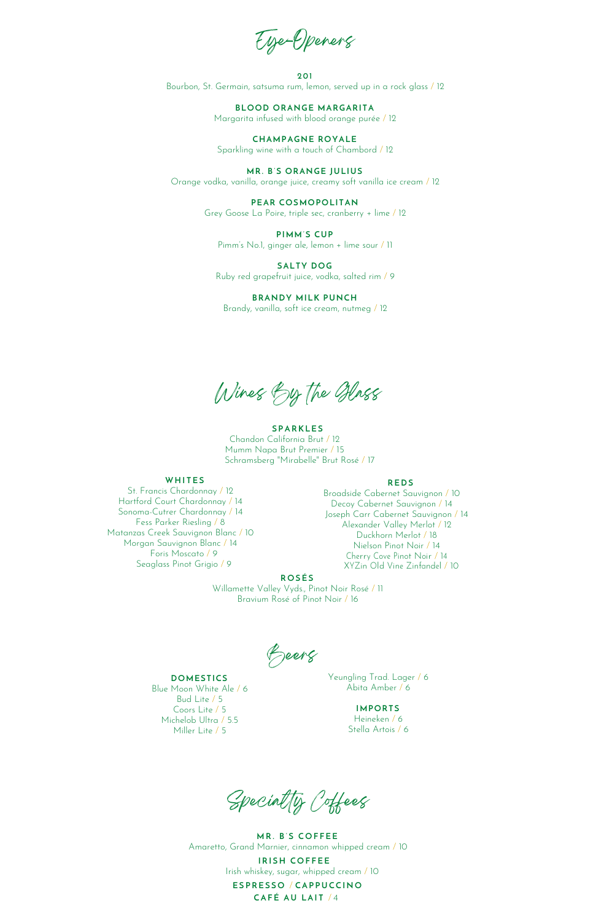# Eye-Openers

**201**
Bourbon, St. Germain, satsuma rum, lemon, served up in a rock glass / 12

**BLOOD ORANGE MARGARITA**
Margarita infused with blood orange purée / 12

**CHAMPAGNE ROYALE**
Sparkling wine with a touch of Chambord / 12

**MR. B'S ORANGE JULIUS**
Orange vodka, vanilla, orange juice, creamy soft vanilla ice cream / 12

**PEAR COSMOPOLITAN**
Grey Goose La Poire, triple sec, cranberry + lime / 12

**PIMM'S CUP**
Pimm's No.1, ginger ale, lemon + lime sour / 11

**SALTY DOG**
Ruby red grapefruit juice, vodka, salted rim / 9

**BRANDY MILK PUNCH**
Brandy, vanilla, soft ice cream, nutmeg / 12

# Wines By the Glass

**SPARKLES**
Chandon California Brut / 12
Mumm Napa Brut Premier / 15
Schramsberg "Mirabelle" Brut Rosé / 17

**WHITES**
St. Francis Chardonnay / 12
Hartford Court Chardonnay / 14
Sonoma-Cutrer Chardonnay / 14
Fess Parker Riesling / 8
Matanzas Creek Sauvignon Blanc / 10
Morgan Sauvignon Blanc / 14
Foris Moscato / 9
Seaglass Pinot Grigio / 9

**REDS**
Broadside Cabernet Sauvignon / 10
Decoy Cabernet Sauvignon / 14
Joseph Carr Cabernet Sauvignon / 14
Alexander Valley Merlot / 12
Duckhorn Merlot / 18
Nielson Pinot Noir / 14
Cherry Cove Pinot Noir / 14
XYZin Old Vine Zinfandel / 10

**ROSÉS**
Willamette Valley Vyds., Pinot Noir Rosé / 11
Bravium Rosé of Pinot Noir / 16

# Beers

**DOMESTICS**
Blue Moon White Ale / 6
Bud Lite / 5
Coors Lite / 5
Michelob Ultra / 5.5
Miller Lite / 5
Yeungling Trad. Lager / 6
Abita Amber / 6

**IMPORTS**
Heineken / 6
Stella Artois / 6

# Specialty Coffees

**MR. B'S COFFEE**
Amaretto, Grand Marnier, cinnamon whipped cream / 10

**IRISH COFFEE**
Irish whiskey, sugar, whipped cream / 10

**ESPRESSO / CAPPUCCINO**

**CAFÉ AU LAIT** / 4